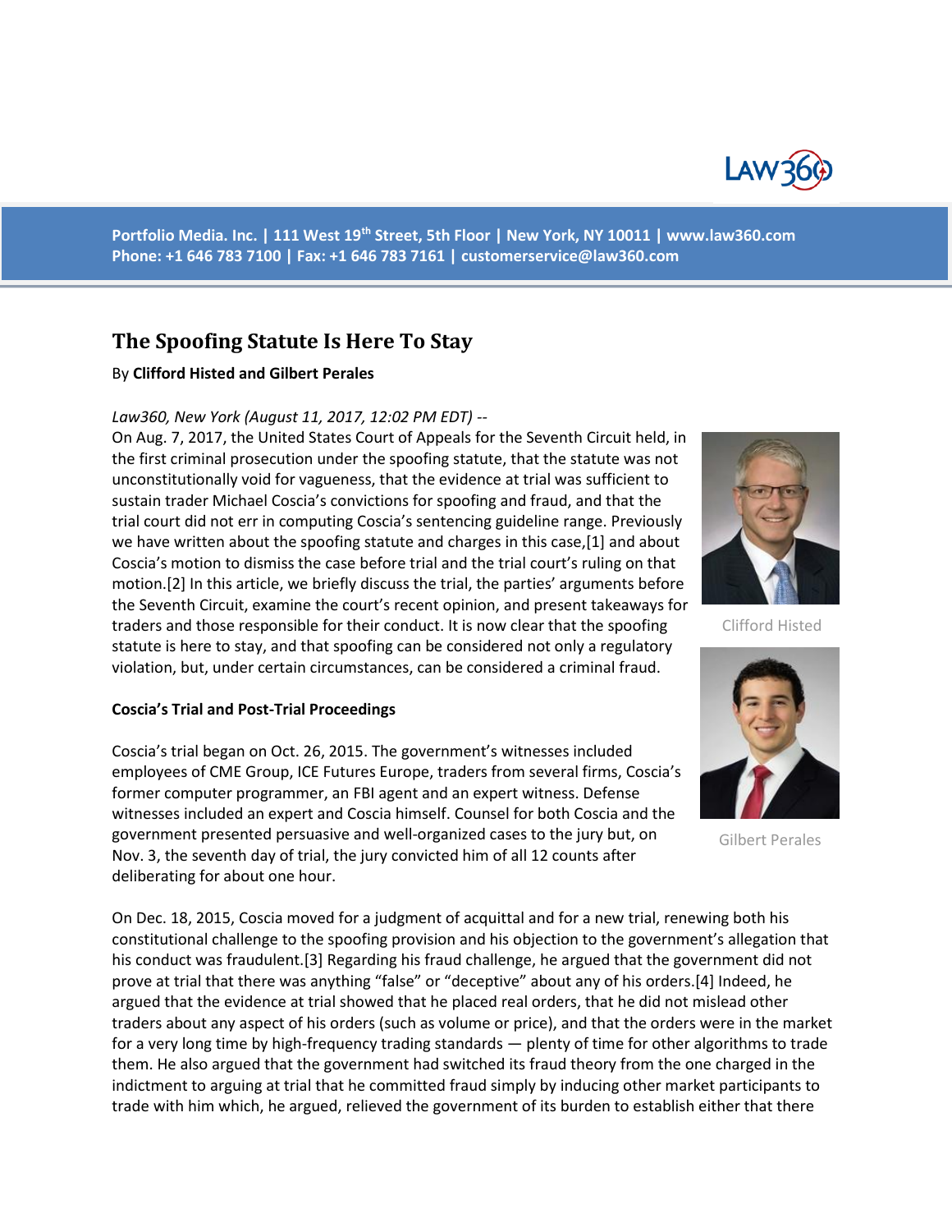Portfolio Media. Inc. | 111 West 19th Street, 5th Floor | New York, NY 10011 | www.law360.com
Phone: +1 646 783 7100 | Fax: +1 646 783 7161 | customerservice@law360.com

## The Spoofing Statute Is Here To Stay

By **Clifford Histed and Gilbert Perales**

*Law360, New York (August 11, 2017, 12:02 PM EDT)* --

On Aug. 7, 2017, the United States Court of Appeals for the Seventh Circuit held, in the first criminal prosecution under the spoofing statute, that the statute was not unconstitutionally void for vagueness, that the evidence at trial was sufficient to sustain trader Michael Coscia's convictions for spoofing and fraud, and that the trial court did not err in computing Coscia's sentencing guideline range. Previously we have written about the spoofing statute and charges in this case,[1] and about Coscia's motion to dismiss the case before trial and the trial court's ruling on that motion.[2] In this article, we briefly discuss the trial, the parties' arguments before the Seventh Circuit, examine the court's recent opinion, and present takeaways for traders and those responsible for their conduct. It is now clear that the spoofing statute is here to stay, and that spoofing can be considered not only a regulatory violation, but, under certain circumstances, can be considered a criminal fraud.

Clifford Histed

Gilbert Perales

**Coscia's Trial and Post-Trial Proceedings**

Coscia's trial began on Oct. 26, 2015. The government's witnesses included employees of CME Group, ICE Futures Europe, traders from several firms, Coscia's former computer programmer, an FBI agent and an expert witness. Defense witnesses included an expert and Coscia himself. Counsel for both Coscia and the government presented persuasive and well-organized cases to the jury but, on Nov. 3, the seventh day of trial, the jury convicted him of all 12 counts after deliberating for about one hour.

On Dec. 18, 2015, Coscia moved for a judgment of acquittal and for a new trial, renewing both his constitutional challenge to the spoofing provision and his objection to the government's allegation that his conduct was fraudulent.[3] Regarding his fraud challenge, he argued that the government did not prove at trial that there was anything "false" or "deceptive" about any of his orders.[4] Indeed, he argued that the evidence at trial showed that he placed real orders, that he did not mislead other traders about any aspect of his orders (such as volume or price), and that the orders were in the market for a very long time by high-frequency trading standards — plenty of time for other algorithms to trade them. He also argued that the government had switched its fraud theory from the one charged in the indictment to arguing at trial that he committed fraud simply by inducing other market participants to trade with him which, he argued, relieved the government of its burden to establish either that there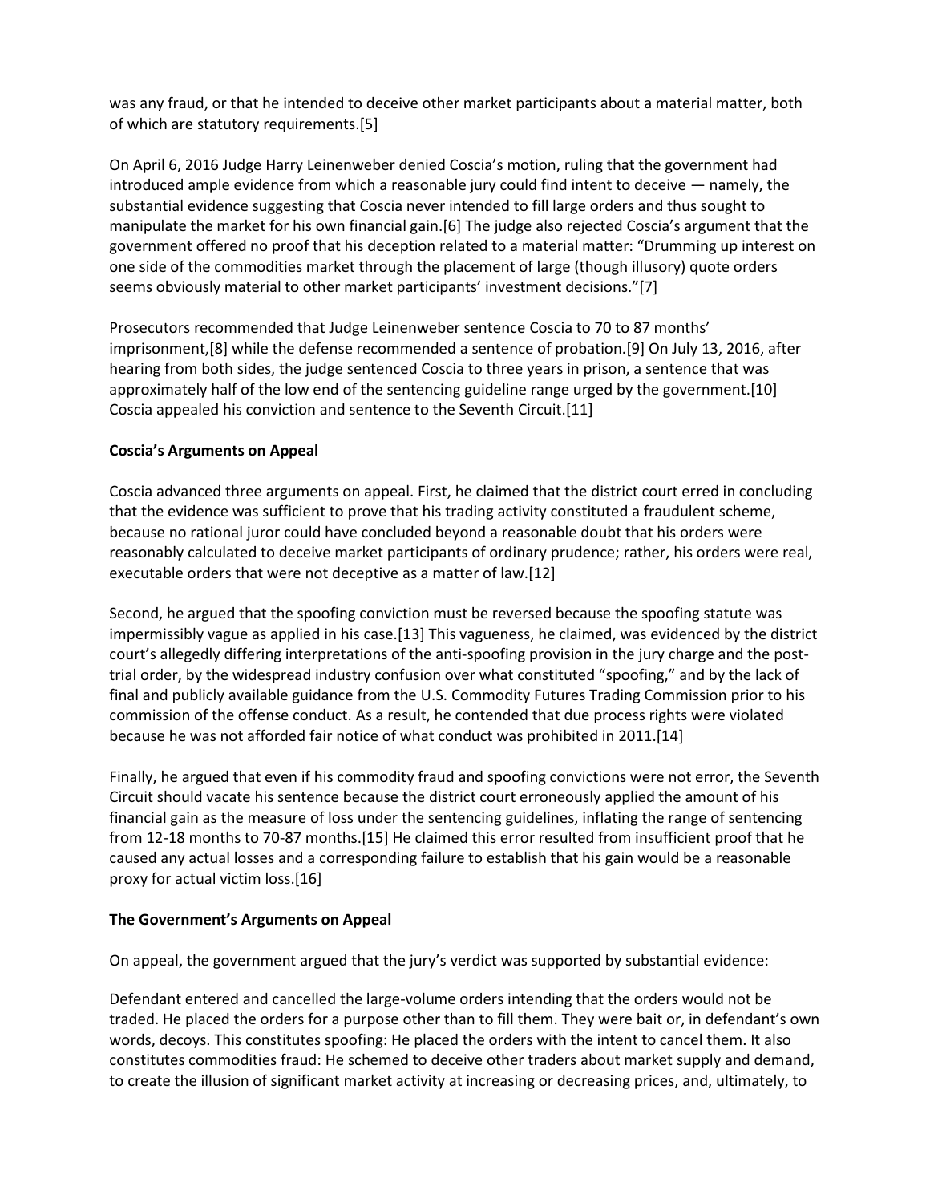was any fraud, or that he intended to deceive other market participants about a material matter, both of which are statutory requirements.[5]

On April 6, 2016 Judge Harry Leinenweber denied Coscia's motion, ruling that the government had introduced ample evidence from which a reasonable jury could find intent to deceive — namely, the substantial evidence suggesting that Coscia never intended to fill large orders and thus sought to manipulate the market for his own financial gain.[6] The judge also rejected Coscia's argument that the government offered no proof that his deception related to a material matter: "Drumming up interest on one side of the commodities market through the placement of large (though illusory) quote orders seems obviously material to other market participants' investment decisions."[7]

Prosecutors recommended that Judge Leinenweber sentence Coscia to 70 to 87 months' imprisonment,[8] while the defense recommended a sentence of probation.[9] On July 13, 2016, after hearing from both sides, the judge sentenced Coscia to three years in prison, a sentence that was approximately half of the low end of the sentencing guideline range urged by the government.[10] Coscia appealed his conviction and sentence to the Seventh Circuit.[11]

**Coscia's Arguments on Appeal**

Coscia advanced three arguments on appeal. First, he claimed that the district court erred in concluding that the evidence was sufficient to prove that his trading activity constituted a fraudulent scheme, because no rational juror could have concluded beyond a reasonable doubt that his orders were reasonably calculated to deceive market participants of ordinary prudence; rather, his orders were real, executable orders that were not deceptive as a matter of law.[12]

Second, he argued that the spoofing conviction must be reversed because the spoofing statute was impermissibly vague as applied in his case.[13] This vagueness, he claimed, was evidenced by the district court's allegedly differing interpretations of the anti-spoofing provision in the jury charge and the post-trial order, by the widespread industry confusion over what constituted "spoofing," and by the lack of final and publicly available guidance from the U.S. Commodity Futures Trading Commission prior to his commission of the offense conduct. As a result, he contended that due process rights were violated because he was not afforded fair notice of what conduct was prohibited in 2011.[14]

Finally, he argued that even if his commodity fraud and spoofing convictions were not error, the Seventh Circuit should vacate his sentence because the district court erroneously applied the amount of his financial gain as the measure of loss under the sentencing guidelines, inflating the range of sentencing from 12-18 months to 70-87 months.[15] He claimed this error resulted from insufficient proof that he caused any actual losses and a corresponding failure to establish that his gain would be a reasonable proxy for actual victim loss.[16]

**The Government's Arguments on Appeal**

On appeal, the government argued that the jury's verdict was supported by substantial evidence:

Defendant entered and cancelled the large-volume orders intending that the orders would not be traded. He placed the orders for a purpose other than to fill them. They were bait or, in defendant's own words, decoys. This constitutes spoofing: He placed the orders with the intent to cancel them. It also constitutes commodities fraud: He schemed to deceive other traders about market supply and demand, to create the illusion of significant market activity at increasing or decreasing prices, and, ultimately, to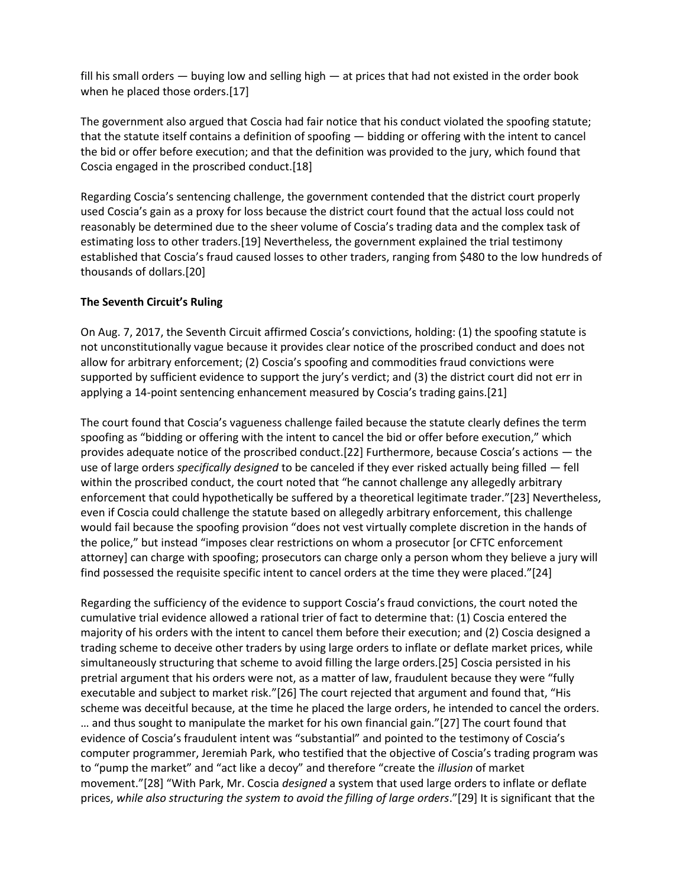fill his small orders — buying low and selling high — at prices that had not existed in the order book when he placed those orders.[17]

The government also argued that Coscia had fair notice that his conduct violated the spoofing statute; that the statute itself contains a definition of spoofing — bidding or offering with the intent to cancel the bid or offer before execution; and that the definition was provided to the jury, which found that Coscia engaged in the proscribed conduct.[18]

Regarding Coscia's sentencing challenge, the government contended that the district court properly used Coscia's gain as a proxy for loss because the district court found that the actual loss could not reasonably be determined due to the sheer volume of Coscia's trading data and the complex task of estimating loss to other traders.[19] Nevertheless, the government explained the trial testimony established that Coscia's fraud caused losses to other traders, ranging from $480 to the low hundreds of thousands of dollars.[20]

**The Seventh Circuit's Ruling**

On Aug. 7, 2017, the Seventh Circuit affirmed Coscia's convictions, holding: (1) the spoofing statute is not unconstitutionally vague because it provides clear notice of the proscribed conduct and does not allow for arbitrary enforcement; (2) Coscia's spoofing and commodities fraud convictions were supported by sufficient evidence to support the jury's verdict; and (3) the district court did not err in applying a 14-point sentencing enhancement measured by Coscia's trading gains.[21]

The court found that Coscia's vagueness challenge failed because the statute clearly defines the term spoofing as "bidding or offering with the intent to cancel the bid or offer before execution," which provides adequate notice of the proscribed conduct.[22] Furthermore, because Coscia's actions — the use of large orders *specifically designed* to be canceled if they ever risked actually being filled — fell within the proscribed conduct, the court noted that "he cannot challenge any allegedly arbitrary enforcement that could hypothetically be suffered by a theoretical legitimate trader."[23] Nevertheless, even if Coscia could challenge the statute based on allegedly arbitrary enforcement, this challenge would fail because the spoofing provision "does not vest virtually complete discretion in the hands of the police," but instead "imposes clear restrictions on whom a prosecutor [or CFTC enforcement attorney] can charge with spoofing; prosecutors can charge only a person whom they believe a jury will find possessed the requisite specific intent to cancel orders at the time they were placed."[24]

Regarding the sufficiency of the evidence to support Coscia's fraud convictions, the court noted the cumulative trial evidence allowed a rational trier of fact to determine that: (1) Coscia entered the majority of his orders with the intent to cancel them before their execution; and (2) Coscia designed a trading scheme to deceive other traders by using large orders to inflate or deflate market prices, while simultaneously structuring that scheme to avoid filling the large orders.[25] Coscia persisted in his pretrial argument that his orders were not, as a matter of law, fraudulent because they were "fully executable and subject to market risk."[26] The court rejected that argument and found that, "His scheme was deceitful because, at the time he placed the large orders, he intended to cancel the orders. … and thus sought to manipulate the market for his own financial gain."[27] The court found that evidence of Coscia's fraudulent intent was "substantial" and pointed to the testimony of Coscia's computer programmer, Jeremiah Park, who testified that the objective of Coscia's trading program was to "pump the market" and "act like a decoy" and therefore "create the *illusion* of market movement."[28] "With Park, Mr. Coscia *designed* a system that used large orders to inflate or deflate prices, *while also structuring the system to avoid the filling of large orders*."[29] It is significant that the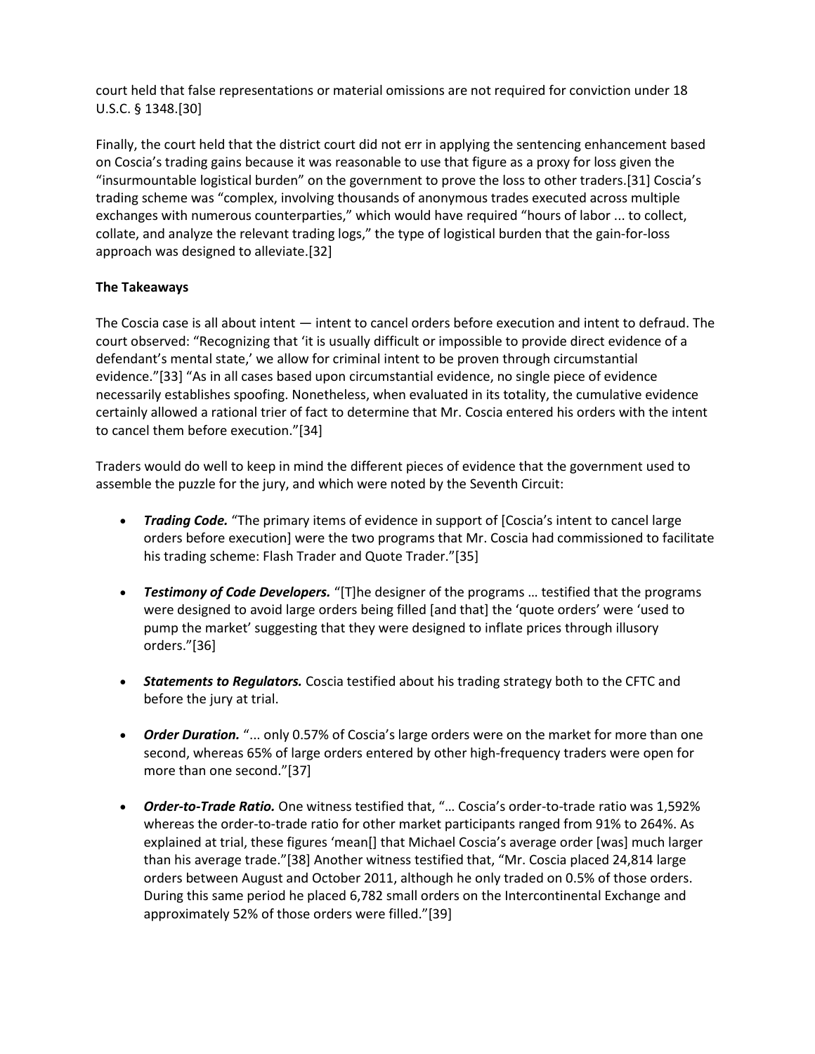court held that false representations or material omissions are not required for conviction under 18 U.S.C. § 1348.[30]

Finally, the court held that the district court did not err in applying the sentencing enhancement based on Coscia's trading gains because it was reasonable to use that figure as a proxy for loss given the "insurmountable logistical burden" on the government to prove the loss to other traders.[31] Coscia's trading scheme was "complex, involving thousands of anonymous trades executed across multiple exchanges with numerous counterparties," which would have required "hours of labor ... to collect, collate, and analyze the relevant trading logs," the type of logistical burden that the gain-for-loss approach was designed to alleviate.[32]

**The Takeaways**

The Coscia case is all about intent — intent to cancel orders before execution and intent to defraud. The court observed: "Recognizing that 'it is usually difficult or impossible to provide direct evidence of a defendant's mental state,' we allow for criminal intent to be proven through circumstantial evidence."[33] "As in all cases based upon circumstantial evidence, no single piece of evidence necessarily establishes spoofing. Nonetheless, when evaluated in its totality, the cumulative evidence certainly allowed a rational trier of fact to determine that Mr. Coscia entered his orders with the intent to cancel them before execution."[34]

Traders would do well to keep in mind the different pieces of evidence that the government used to assemble the puzzle for the jury, and which were noted by the Seventh Circuit:

- ***Trading Code.*** "The primary items of evidence in support of [Coscia's intent to cancel large orders before execution] were the two programs that Mr. Coscia had commissioned to facilitate his trading scheme: Flash Trader and Quote Trader."[35]
- ***Testimony of Code Developers.*** "[T]he designer of the programs … testified that the programs were designed to avoid large orders being filled [and that] the 'quote orders' were 'used to pump the market' suggesting that they were designed to inflate prices through illusory orders."[36]
- ***Statements to Regulators.*** Coscia testified about his trading strategy both to the CFTC and before the jury at trial.
- ***Order Duration.*** "... only 0.57% of Coscia's large orders were on the market for more than one second, whereas 65% of large orders entered by other high-frequency traders were open for more than one second."[37]
- ***Order-to-Trade Ratio.*** One witness testified that, "… Coscia's order-to-trade ratio was 1,592% whereas the order-to-trade ratio for other market participants ranged from 91% to 264%. As explained at trial, these figures 'mean[] that Michael Coscia's average order [was] much larger than his average trade."[38] Another witness testified that, "Mr. Coscia placed 24,814 large orders between August and October 2011, although he only traded on 0.5% of those orders. During this same period he placed 6,782 small orders on the Intercontinental Exchange and approximately 52% of those orders were filled."[39]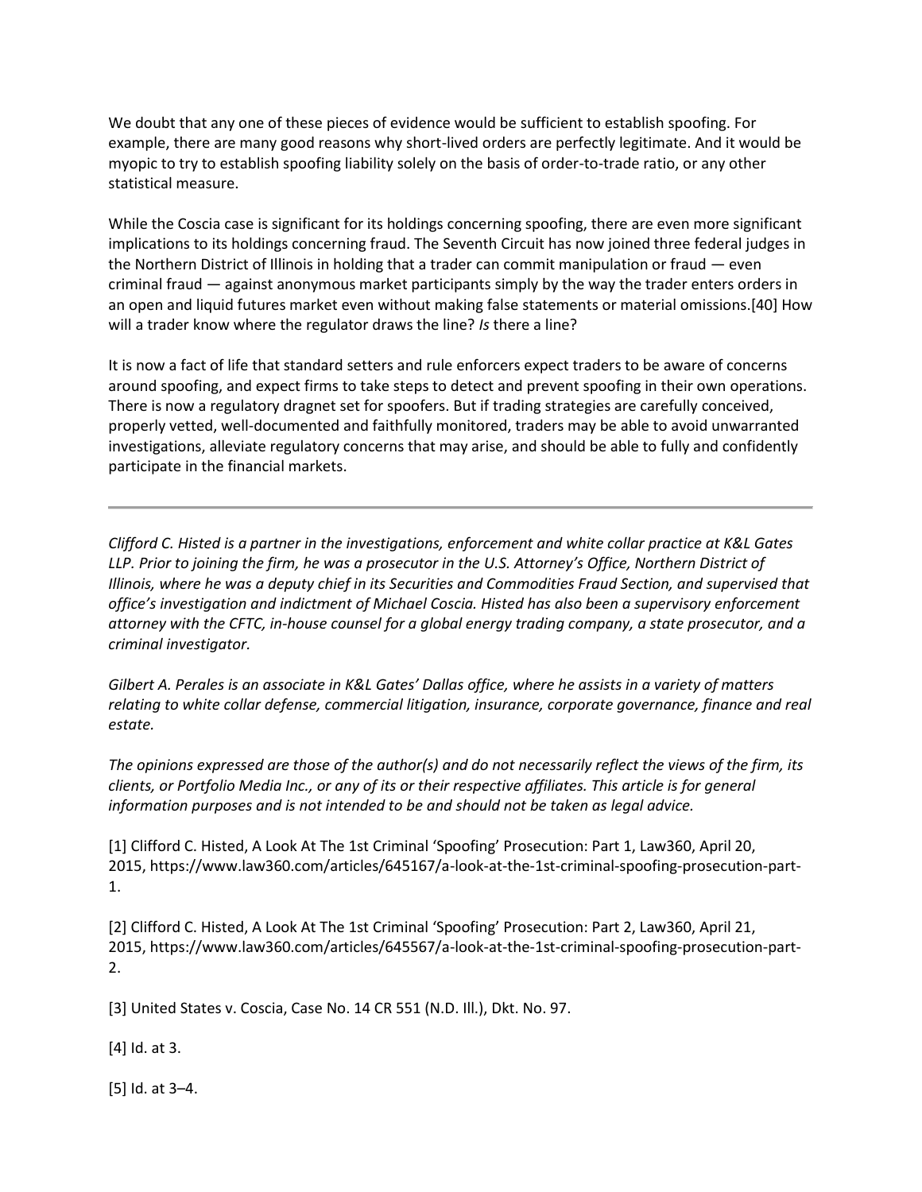We doubt that any one of these pieces of evidence would be sufficient to establish spoofing. For example, there are many good reasons why short-lived orders are perfectly legitimate. And it would be myopic to try to establish spoofing liability solely on the basis of order-to-trade ratio, or any other statistical measure.

While the Coscia case is significant for its holdings concerning spoofing, there are even more significant implications to its holdings concerning fraud. The Seventh Circuit has now joined three federal judges in the Northern District of Illinois in holding that a trader can commit manipulation or fraud — even criminal fraud — against anonymous market participants simply by the way the trader enters orders in an open and liquid futures market even without making false statements or material omissions.[40] How will a trader know where the regulator draws the line? *Is* there a line?

It is now a fact of life that standard setters and rule enforcers expect traders to be aware of concerns around spoofing, and expect firms to take steps to detect and prevent spoofing in their own operations. There is now a regulatory dragnet set for spoofers. But if trading strategies are carefully conceived, properly vetted, well-documented and faithfully monitored, traders may be able to avoid unwarranted investigations, alleviate regulatory concerns that may arise, and should be able to fully and confidently participate in the financial markets.

---

*Clifford C. Histed is a partner in the investigations, enforcement and white collar practice at K&L Gates LLP. Prior to joining the firm, he was a prosecutor in the U.S. Attorney's Office, Northern District of Illinois, where he was a deputy chief in its Securities and Commodities Fraud Section, and supervised that office's investigation and indictment of Michael Coscia. Histed has also been a supervisory enforcement attorney with the CFTC, in-house counsel for a global energy trading company, a state prosecutor, and a criminal investigator.*

*Gilbert A. Perales is an associate in K&L Gates' Dallas office, where he assists in a variety of matters relating to white collar defense, commercial litigation, insurance, corporate governance, finance and real estate.*

*The opinions expressed are those of the author(s) and do not necessarily reflect the views of the firm, its clients, or Portfolio Media Inc., or any of its or their respective affiliates. This article is for general information purposes and is not intended to be and should not be taken as legal advice.*

[1] Clifford C. Histed, A Look At The 1st Criminal 'Spoofing' Prosecution: Part 1, Law360, April 20, 2015, https://www.law360.com/articles/645167/a-look-at-the-1st-criminal-spoofing-prosecution-part-1.

[2] Clifford C. Histed, A Look At The 1st Criminal 'Spoofing' Prosecution: Part 2, Law360, April 21, 2015, https://www.law360.com/articles/645567/a-look-at-the-1st-criminal-spoofing-prosecution-part-2.

[3] United States v. Coscia, Case No. 14 CR 551 (N.D. Ill.), Dkt. No. 97.

[4] Id. at 3.

[5] Id. at 3–4.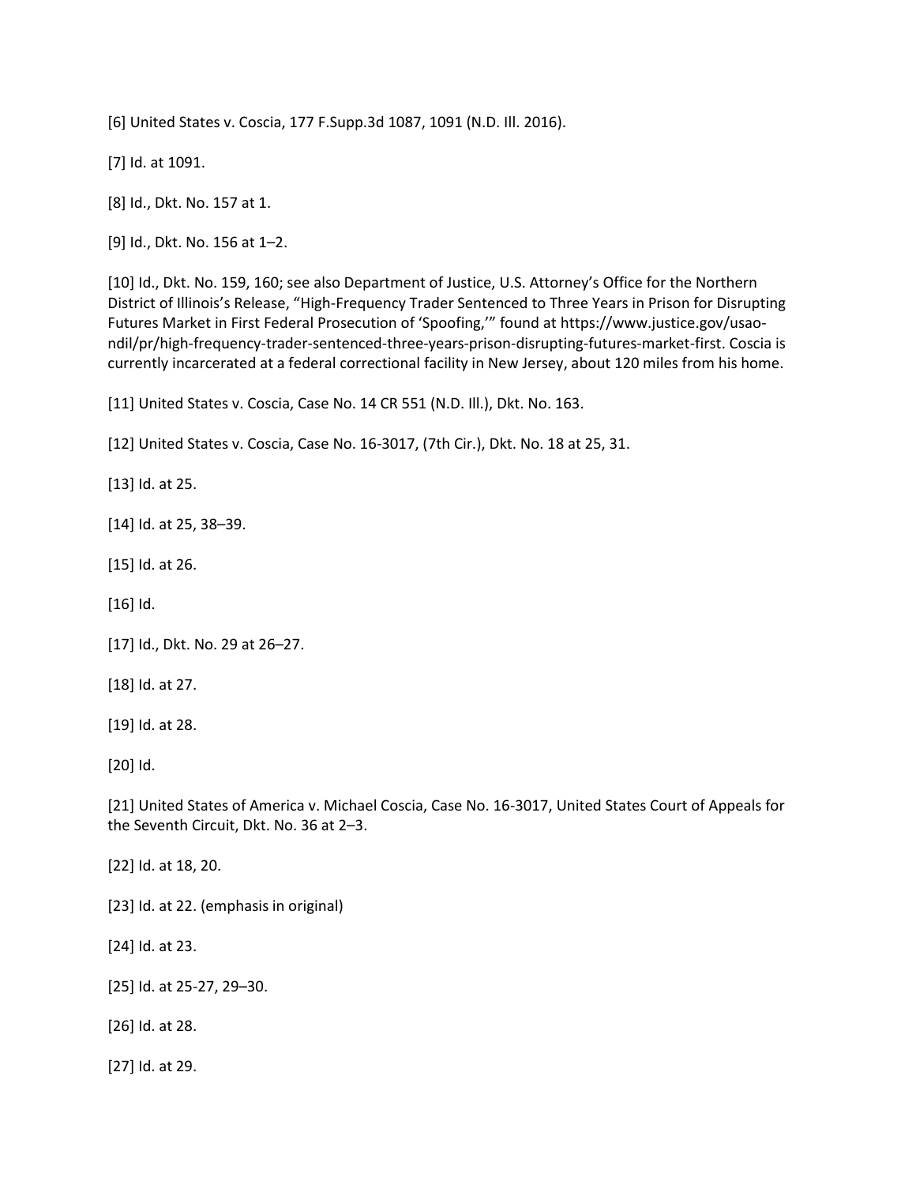[6] United States v. Coscia, 177 F.Supp.3d 1087, 1091 (N.D. Ill. 2016).

[7] Id. at 1091.

[8] Id., Dkt. No. 157 at 1.

[9] Id., Dkt. No. 156 at 1–2.

[10] Id., Dkt. No. 159, 160; see also Department of Justice, U.S. Attorney's Office for the Northern District of Illinois's Release, "High-Frequency Trader Sentenced to Three Years in Prison for Disrupting Futures Market in First Federal Prosecution of 'Spoofing,'" found at https://www.justice.gov/usao-ndil/pr/high-frequency-trader-sentenced-three-years-prison-disrupting-futures-market-first. Coscia is currently incarcerated at a federal correctional facility in New Jersey, about 120 miles from his home.

[11] United States v. Coscia, Case No. 14 CR 551 (N.D. Ill.), Dkt. No. 163.

[12] United States v. Coscia, Case No. 16-3017, (7th Cir.), Dkt. No. 18 at 25, 31.

[13] Id. at 25.

[14] Id. at 25, 38–39.

[15] Id. at 26.

[16] Id.

[17] Id., Dkt. No. 29 at 26–27.

[18] Id. at 27.

[19] Id. at 28.

[20] Id.

[21] United States of America v. Michael Coscia, Case No. 16-3017, United States Court of Appeals for the Seventh Circuit, Dkt. No. 36 at 2–3.

[22] Id. at 18, 20.

[23] Id. at 22. (emphasis in original)

[24] Id. at 23.

[25] Id. at 25-27, 29–30.

[26] Id. at 28.

[27] Id. at 29.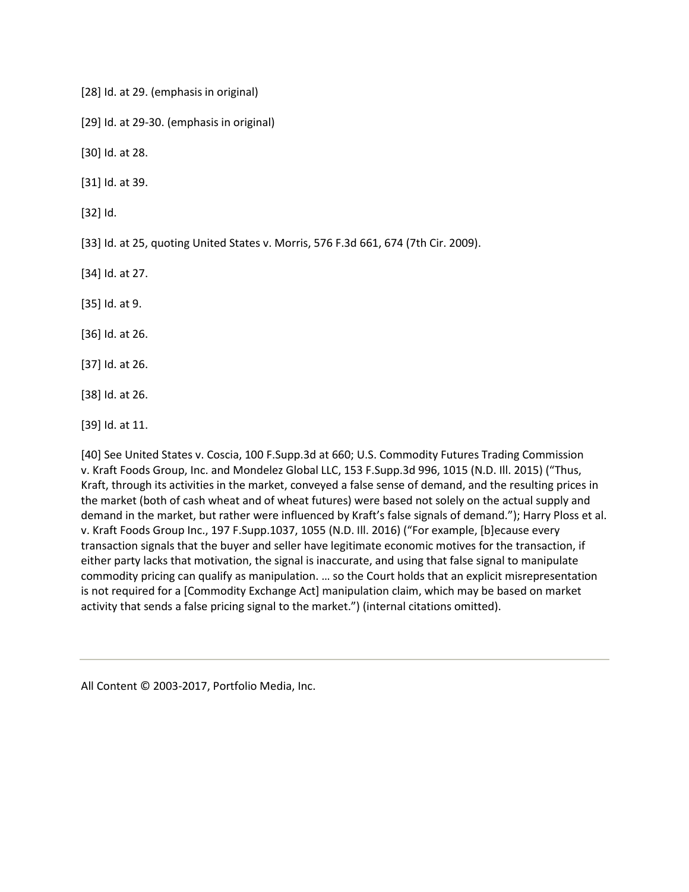[28] Id. at 29. (emphasis in original)

[29] Id. at 29-30. (emphasis in original)

[30] Id. at 28.

[31] Id. at 39.

[32] Id.

[33] Id. at 25, quoting United States v. Morris, 576 F.3d 661, 674 (7th Cir. 2009).

[34] Id. at 27.

[35] Id. at 9.

[36] Id. at 26.

[37] Id. at 26.

[38] Id. at 26.

[39] Id. at 11.

[40] See United States v. Coscia, 100 F.Supp.3d at 660; U.S. Commodity Futures Trading Commission v. Kraft Foods Group, Inc. and Mondelez Global LLC, 153 F.Supp.3d 996, 1015 (N.D. Ill. 2015) ("Thus, Kraft, through its activities in the market, conveyed a false sense of demand, and the resulting prices in the market (both of cash wheat and of wheat futures) were based not solely on the actual supply and demand in the market, but rather were influenced by Kraft's false signals of demand."); Harry Ploss et al. v. Kraft Foods Group Inc., 197 F.Supp.1037, 1055 (N.D. Ill. 2016) ("For example, [b]ecause every transaction signals that the buyer and seller have legitimate economic motives for the transaction, if either party lacks that motivation, the signal is inaccurate, and using that false signal to manipulate commodity pricing can qualify as manipulation. … so the Court holds that an explicit misrepresentation is not required for a [Commodity Exchange Act] manipulation claim, which may be based on market activity that sends a false pricing signal to the market.") (internal citations omitted).

---

All Content © 2003-2017, Portfolio Media, Inc.